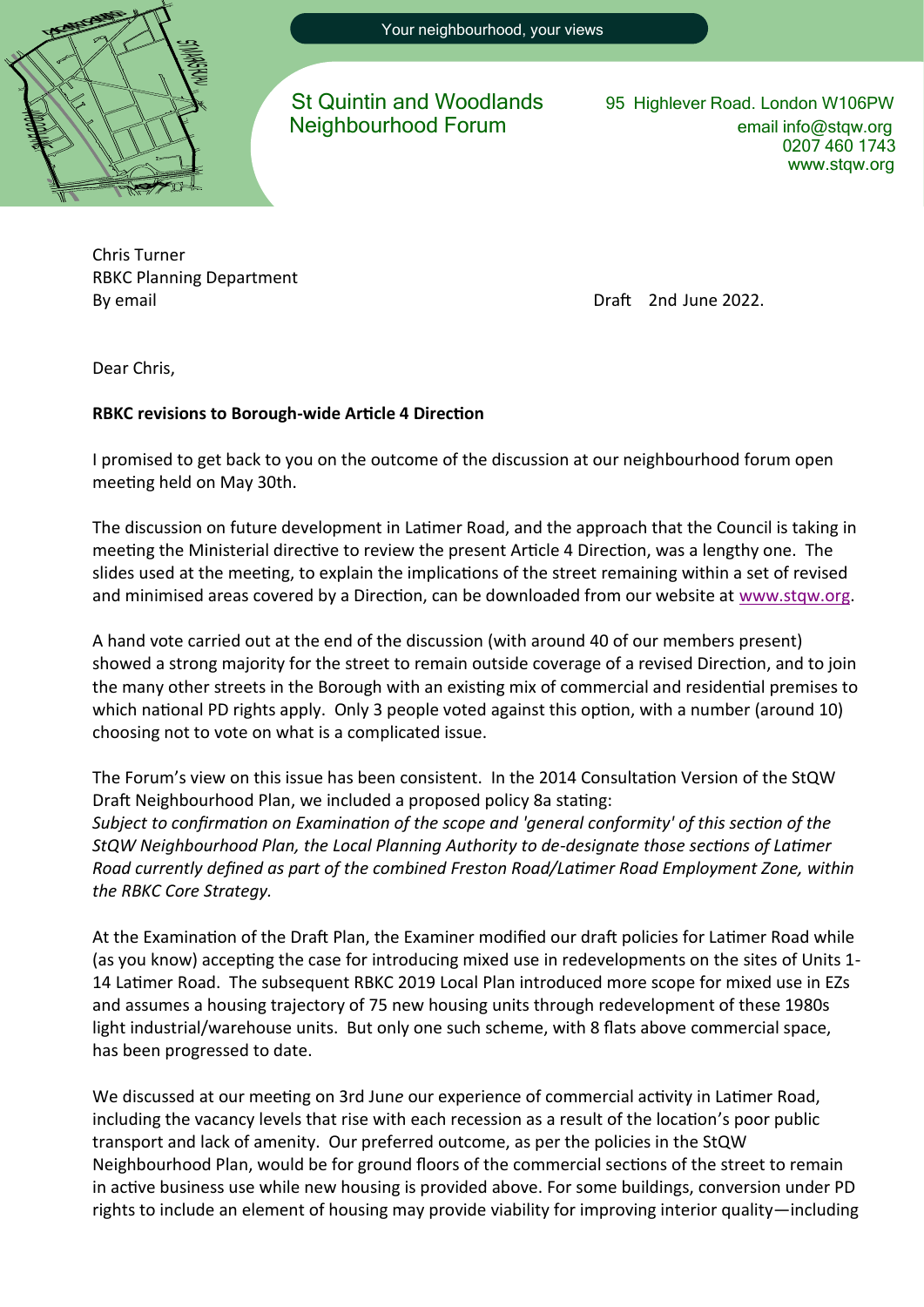Your neighbourhood, your views

St Quintin and Woodlands Neighbourhood Forum

95 Highlever Road. London W106PW
email info@stqw.org
0207 460 1743
www.stqw.org

Chris Turner
RBKC Planning Department
By email

Draft 2nd June 2022.

Dear Chris,

**RBKC revisions to Borough-wide Article 4 Direction**

I promised to get back to you on the outcome of the discussion at our neighbourhood forum open meeting held on May 30th.

The discussion on future development in Latimer Road, and the approach that the Council is taking in meeting the Ministerial directive to review the present Article 4 Direction, was a lengthy one. The slides used at the meeting, to explain the implications of the street remaining within a set of revised and minimised areas covered by a Direction, can be downloaded from our website at www.stqw.org.

A hand vote carried out at the end of the discussion (with around 40 of our members present) showed a strong majority for the street to remain outside coverage of a revised Direction, and to join the many other streets in the Borough with an existing mix of commercial and residential premises to which national PD rights apply. Only 3 people voted against this option, with a number (around 10) choosing not to vote on what is a complicated issue.

The Forum's view on this issue has been consistent. In the 2014 Consultation Version of the StQW Draft Neighbourhood Plan, we included a proposed policy 8a stating:
*Subject to confirmation on Examination of the scope and 'general conformity' of this section of the StQW Neighbourhood Plan, the Local Planning Authority to de-designate those sections of Latimer Road currently defined as part of the combined Freston Road/Latimer Road Employment Zone, within the RBKC Core Strategy.*

At the Examination of the Draft Plan, the Examiner modified our draft policies for Latimer Road while (as you know) accepting the case for introducing mixed use in redevelopments on the sites of Units 1-14 Latimer Road. The subsequent RBKC 2019 Local Plan introduced more scope for mixed use in EZs and assumes a housing trajectory of 75 new housing units through redevelopment of these 1980s light industrial/warehouse units. But only one such scheme, with 8 flats above commercial space, has been progressed to date.

We discussed at our meeting on 3rd Jun*e* our experience of commercial activity in Latimer Road, including the vacancy levels that rise with each recession as a result of the location's poor public transport and lack of amenity. Our preferred outcome, as per the policies in the StQW Neighbourhood Plan, would be for ground floors of the commercial sections of the street to remain in active business use while new housing is provided above. For some buildings, conversion under PD rights to include an element of housing may provide viability for improving interior quality—including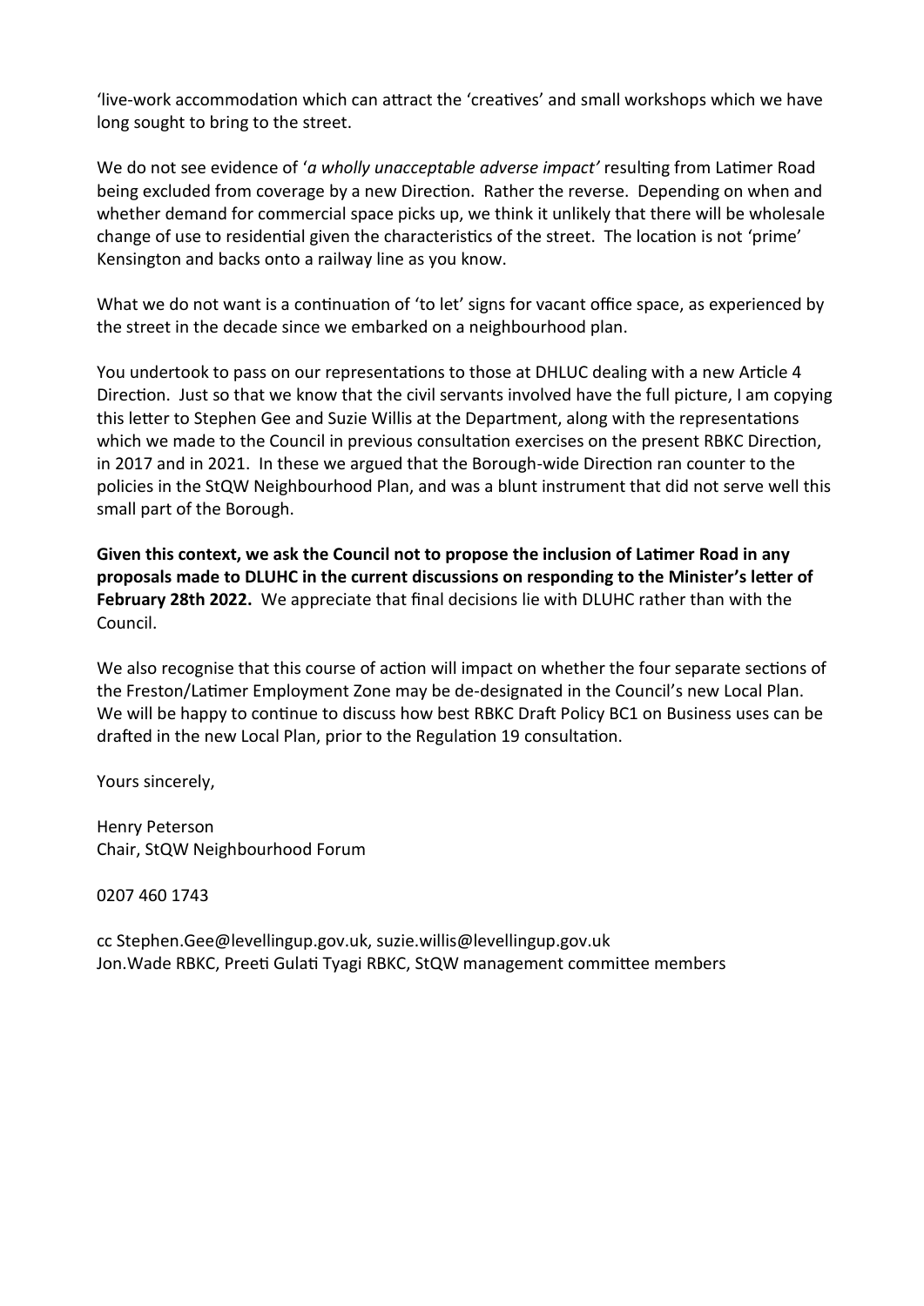'live-work accommodation which can attract the 'creatives' and small workshops which we have long sought to bring to the street.

We do not see evidence of '*a wholly unacceptable adverse impact'* resulting from Latimer Road being excluded from coverage by a new Direction. Rather the reverse. Depending on when and whether demand for commercial space picks up, we think it unlikely that there will be wholesale change of use to residential given the characteristics of the street. The location is not 'prime' Kensington and backs onto a railway line as you know.

What we do not want is a continuation of 'to let' signs for vacant office space, as experienced by the street in the decade since we embarked on a neighbourhood plan.

You undertook to pass on our representations to those at DHLUC dealing with a new Article 4 Direction. Just so that we know that the civil servants involved have the full picture, I am copying this letter to Stephen Gee and Suzie Willis at the Department, along with the representations which we made to the Council in previous consultation exercises on the present RBKC Direction, in 2017 and in 2021. In these we argued that the Borough-wide Direction ran counter to the policies in the StQW Neighbourhood Plan, and was a blunt instrument that did not serve well this small part of the Borough.

**Given this context, we ask the Council not to propose the inclusion of Latimer Road in any proposals made to DLUHC in the current discussions on responding to the Minister's letter of February 28th 2022.** We appreciate that final decisions lie with DLUHC rather than with the Council.

We also recognise that this course of action will impact on whether the four separate sections of the Freston/Latimer Employment Zone may be de-designated in the Council's new Local Plan. We will be happy to continue to discuss how best RBKC Draft Policy BC1 on Business uses can be drafted in the new Local Plan, prior to the Regulation 19 consultation.

Yours sincerely,

Henry Peterson
Chair, StQW Neighbourhood Forum

0207 460 1743

cc Stephen.Gee@levellingup.gov.uk, suzie.willis@levellingup.gov.uk
Jon.Wade RBKC, Preeti Gulati Tyagi RBKC, StQW management committee members